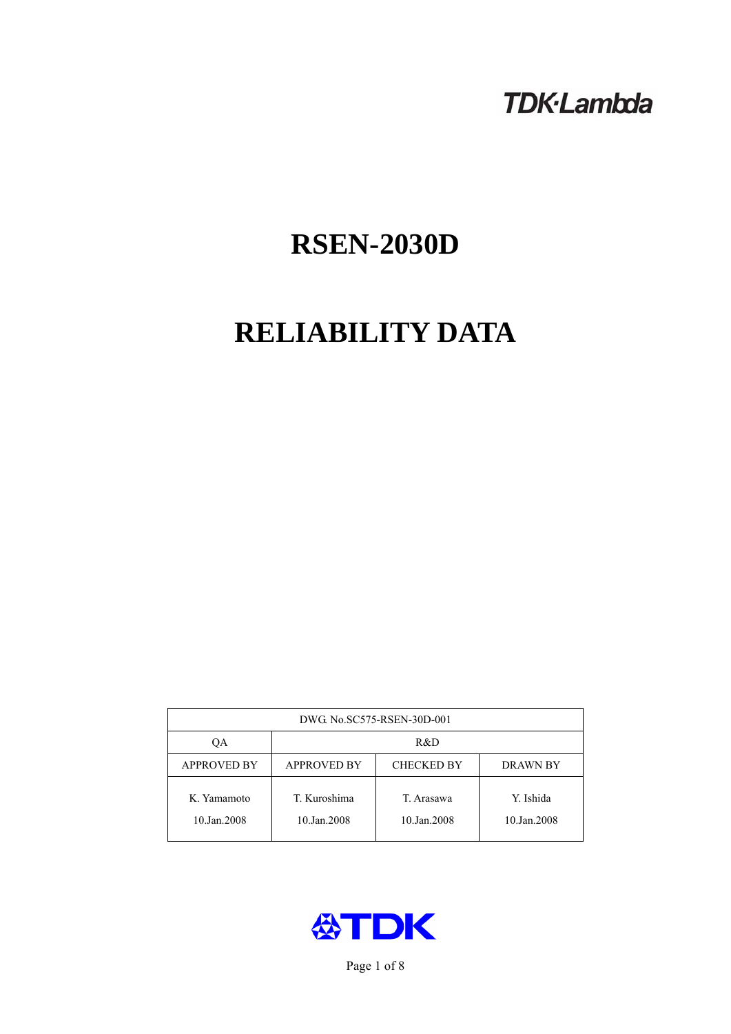TDK·Lambda

# RSEN-2030D

# RELIABILITY DATA

| DWG. No.SC575-RSEN-30D-001 | | | |
|---|---|---|---|
| QA | R&D | | |
| APPROVED BY | APPROVED BY | CHECKED BY | DRAWN BY |
| K. Yamamoto<br>10.Jan.2008 | T. Kuroshima<br>10.Jan.2008 | T. Arasawa<br>10.Jan.2008 | Y. Ishida<br>10.Jan.2008 |

TDK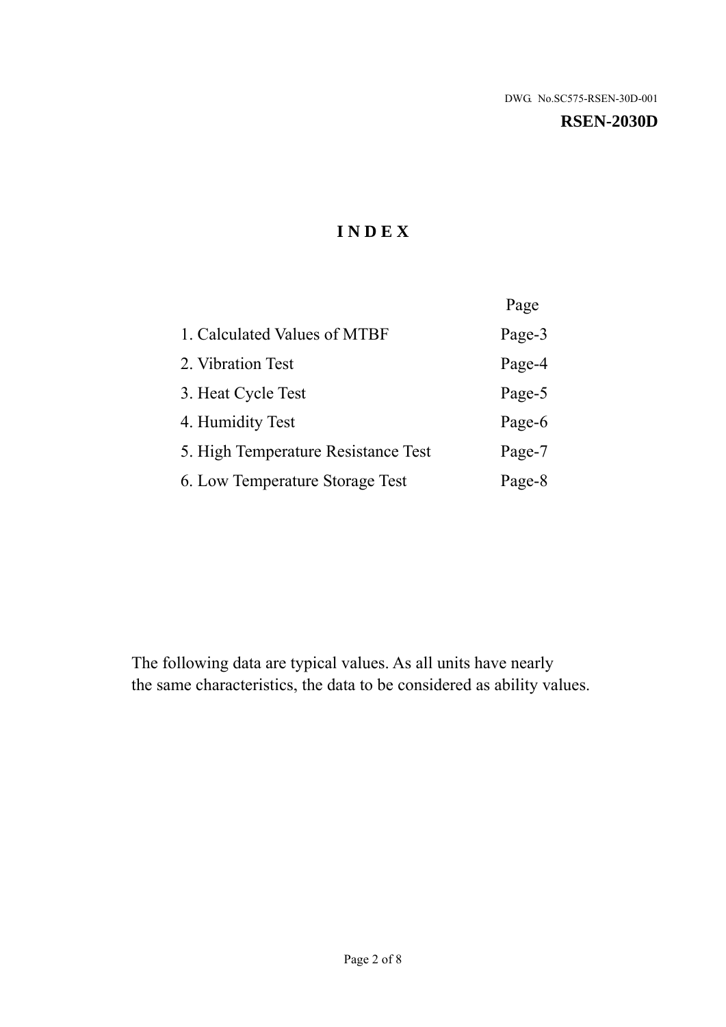DWG. No.SC575-RSEN-30D-001

**RSEN-2030D**

# I N D E X

| | Page |
|---|---|
| 1. Calculated Values of MTBF | Page-3 |
| 2. Vibration Test | Page-4 |
| 3. Heat Cycle Test | Page-5 |
| 4. Humidity Test | Page-6 |
| 5. High Temperature Resistance Test | Page-7 |
| 6. Low Temperature Storage Test | Page-8 |

The following data are typical values. As all units have nearly the same characteristics, the data to be considered as ability values.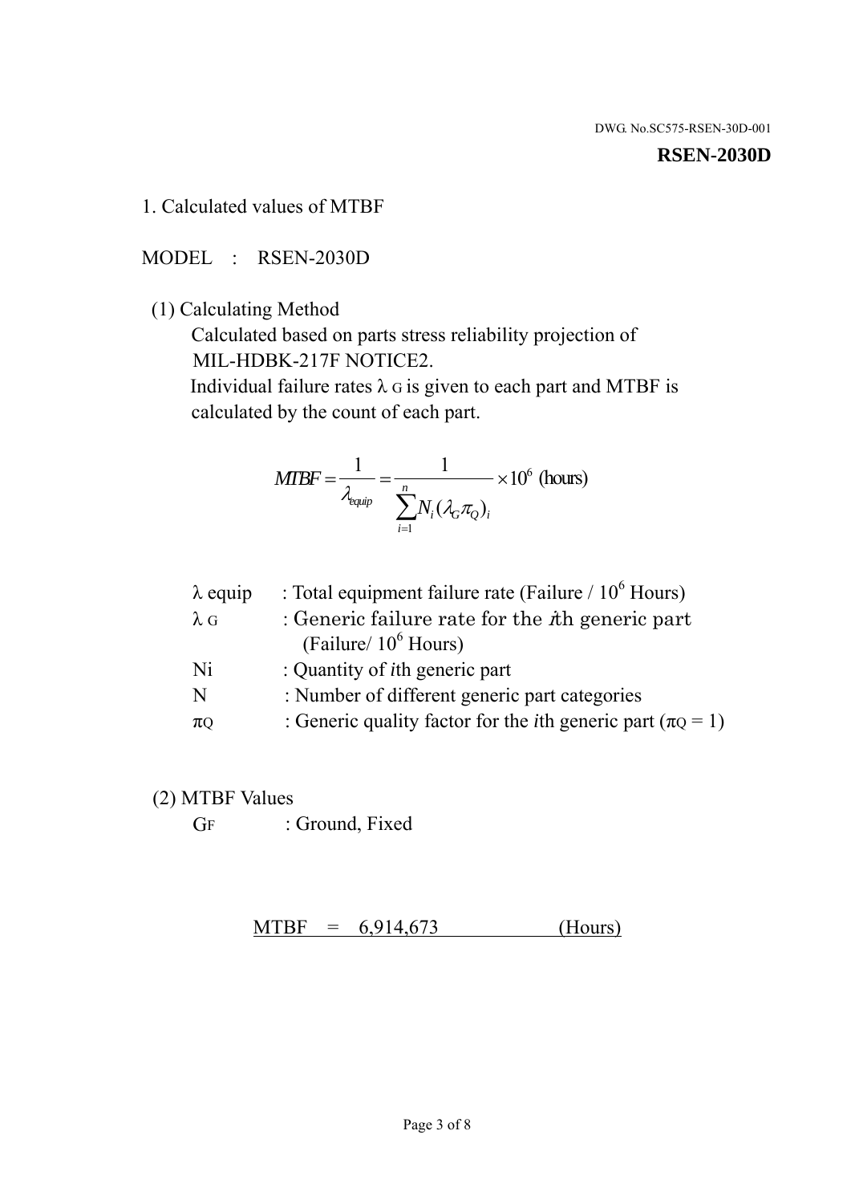DWG. No.SC575-RSEN-30D-001

**RSEN-2030D**

## 1. Calculated values of MTBF

MODEL : RSEN-2030D

(1) Calculating Method

Calculated based on parts stress reliability projection of MIL-HDBK-217F NOTICE2.

Individual failure rates $\lambda_G$ is given to each part and MTBF is calculated by the count of each part.

$$MTBF = \frac{1}{\lambda_{equip}} = \frac{1}{\sum_{i=1}^{n} N_i (\lambda_G \pi_Q)_i} \times 10^6 \text{ (hours)}$$

| | |
|---|---|
| $\lambda_{equip}$ | : Total equipment failure rate (Failure / $10^6$ Hours) |
| $\lambda_G$ | : Generic failure rate for the $i$th generic part (Failure/ $10^6$ Hours) |
| Ni | : Quantity of $i$th generic part |
| N | : Number of different generic part categories |
| $\pi_Q$ | : Generic quality factor for the $i$th generic part ($\pi_Q = 1$) |

(2) MTBF Values

$G_F$ : Ground, Fixed

MTBF = 6,914,673 (Hours)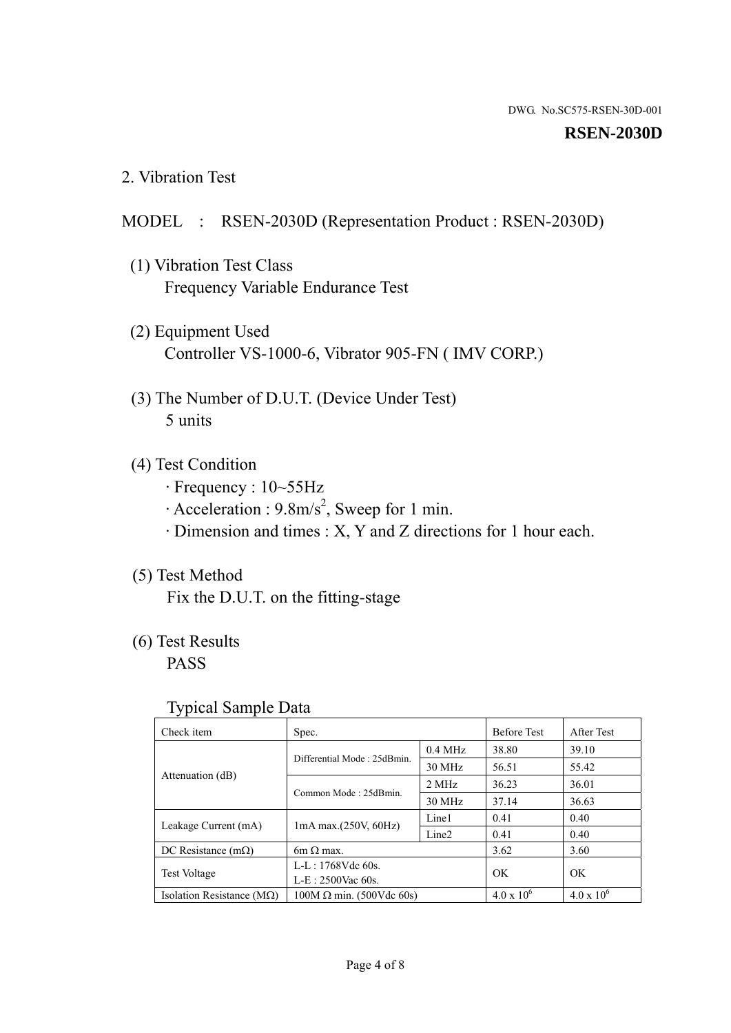DWG. No.SC575-RSEN-30D-001

**RSEN-2030D**

## 2. Vibration Test

MODEL : RSEN-2030D (Representation Product : RSEN-2030D)

(1) Vibration Test Class

Frequency Variable Endurance Test

(2) Equipment Used

Controller VS-1000-6, Vibrator 905-FN ( IMV CORP.)

(3) The Number of D.U.T. (Device Under Test)

5 units

(4) Test Condition

- Frequency : 10~55Hz
- Acceleration : $9.8m/s^2$, Sweep for 1 min.
- Dimension and times : X, Y and Z directions for 1 hour each.

(5) Test Method

Fix the D.U.T. on the fitting-stage

(6) Test Results

PASS

Typical Sample Data

| Check item | Spec. | | Before Test | After Test |
|---|---|---|---|---|
| Attenuation (dB) | Differential Mode : 25dBmin. | 0.4 MHz | 38.80 | 39.10 |
| | | 30 MHz | 56.51 | 55.42 |
| | Common Mode : 25dBmin. | 2 MHz | 36.23 | 36.01 |
| | | 30 MHz | 37.14 | 36.63 |
| Leakage Current (mA) | 1mA max.(250V, 60Hz) | Line1 | 0.41 | 0.40 |
| | | Line2 | 0.41 | 0.40 |
| DC Resistance (mΩ) | 6m Ω max. | | 3.62 | 3.60 |
| Test Voltage | L-L : 1768Vdc 60s.<br>L-E : 2500Vac 60s. | | OK | OK |
| Isolation Resistance (MΩ) | 100M Ω min. (500Vdc 60s) | | $4.0 \times 10^6$ | $4.0 \times 10^6$ |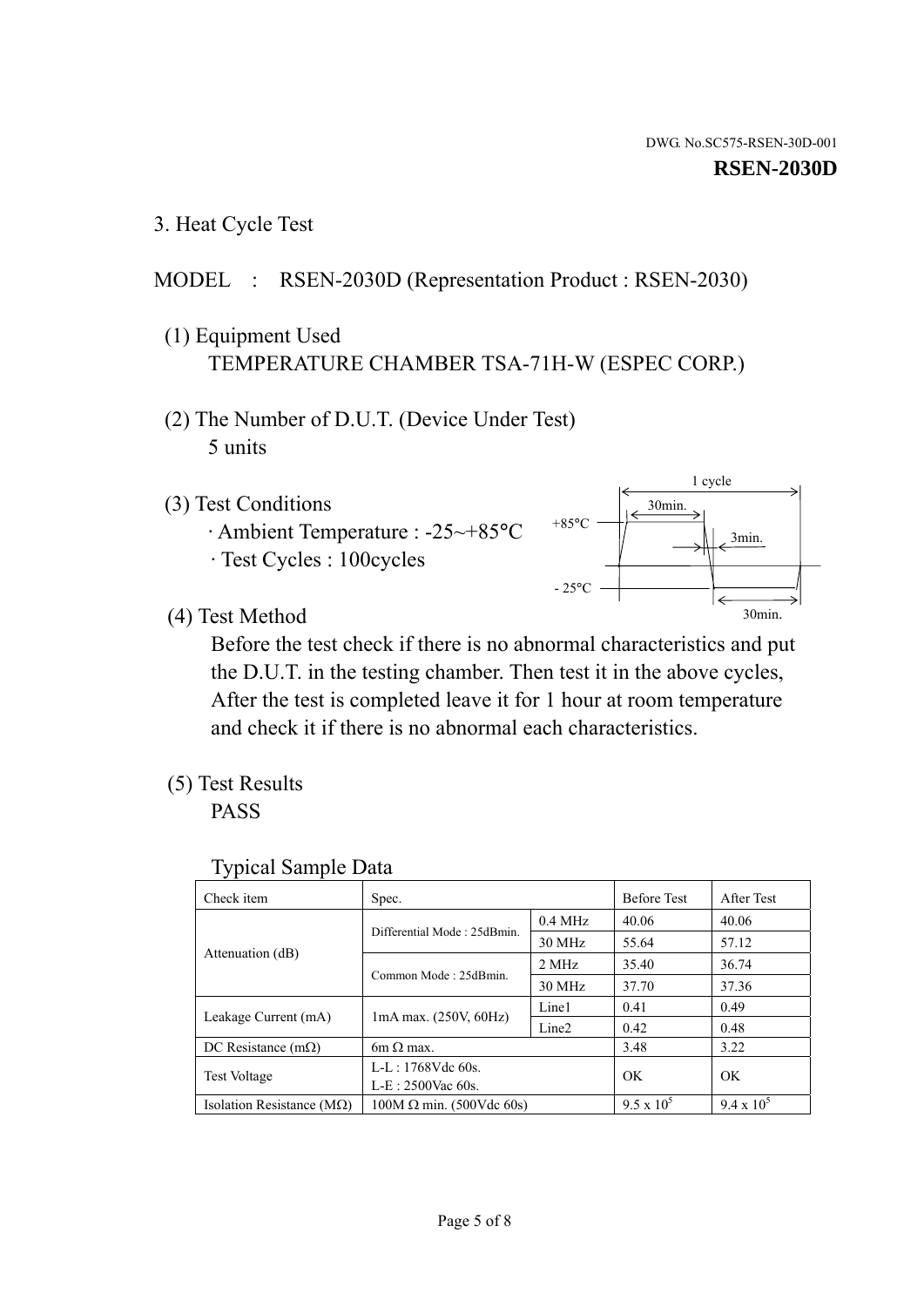DWG. No.SC575-RSEN-30D-001

**RSEN-2030D**

3. Heat Cycle Test

MODEL : RSEN-2030D (Representation Product : RSEN-2030)

(1) Equipment Used
TEMPERATURE CHAMBER TSA-71H-W (ESPEC CORP.)

(2) The Number of D.U.T. (Device Under Test)
5 units

(3) Test Conditions
· Ambient Temperature : -25~+85°C
· Test Cycles : 100cycles

1 cycle
30min.
+85°C
3min.
- 25°C
30min.

(4) Test Method
Before the test check if there is no abnormal characteristics and put the D.U.T. in the testing chamber. Then test it in the above cycles, After the test is completed leave it for 1 hour at room temperature and check it if there is no abnormal each characteristics.

(5) Test Results
PASS

Typical Sample Data

| Check item | Spec. | | Before Test | After Test |
|---|---|---|---|---|
| Attenuation (dB) | Differential Mode : 25dBmin. | 0.4 MHz | 40.06 | 40.06 |
| | | 30 MHz | 55.64 | 57.12 |
| | Common Mode : 25dBmin. | 2 MHz | 35.40 | 36.74 |
| | | 30 MHz | 37.70 | 37.36 |
| Leakage Current (mA) | 1mA max. (250V, 60Hz) | Line1 | 0.41 | 0.49 |
| | | Line2 | 0.42 | 0.48 |
| DC Resistance (mΩ) | 6m Ω max. | | 3.48 | 3.22 |
| Test Voltage | L-L : 1768Vdc 60s. L-E : 2500Vac 60s. | | OK | OK |
| Isolation Resistance (MΩ) | 100M Ω min. (500Vdc 60s) | | $9.5 \times 10^5$ | $9.4 \times 10^5$ |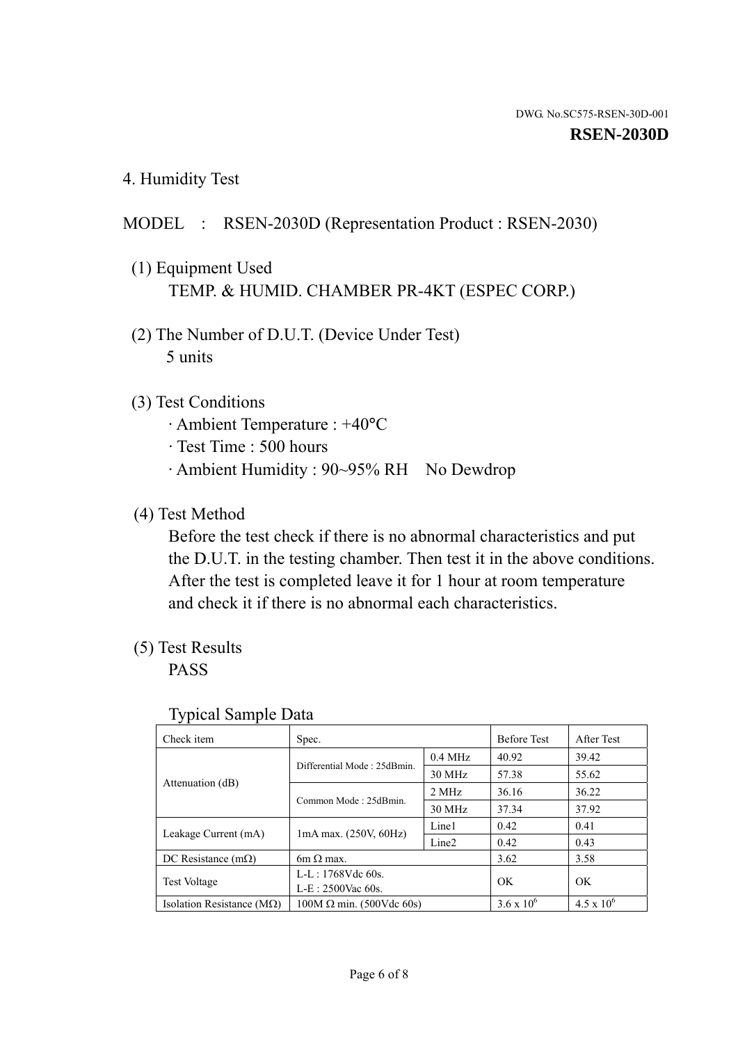DWG. No.SC575-RSEN-30D-001

**RSEN-2030D**

## 4. Humidity Test

MODEL : RSEN-2030D (Representation Product : RSEN-2030)

(1) Equipment Used

TEMP. & HUMID. CHAMBER PR-4KT (ESPEC CORP.)

(2) The Number of D.U.T. (Device Under Test)

5 units

(3) Test Conditions

· Ambient Temperature : +40°C

· Test Time : 500 hours

· Ambient Humidity : 90~95% RH No Dewdrop

(4) Test Method

Before the test check if there is no abnormal characteristics and put the D.U.T. in the testing chamber. Then test it in the above conditions. After the test is completed leave it for 1 hour at room temperature and check it if there is no abnormal each characteristics.

(5) Test Results

PASS

Typical Sample Data

| Check item | Spec. | | Before Test | After Test |
|---|---|---|---|---|
| Attenuation (dB) | Differential Mode : 25dBmin. | 0.4 MHz | 40.92 | 39.42 |
| | | 30 MHz | 57.38 | 55.62 |
| | Common Mode : 25dBmin. | 2 MHz | 36.16 | 36.22 |
| | | 30 MHz | 37.34 | 37.92 |
| Leakage Current (mA) | 1mA max. (250V, 60Hz) | Line1 | 0.42 | 0.41 |
| | | Line2 | 0.42 | 0.43 |
| DC Resistance (mΩ) | 6m Ω max. | | 3.62 | 3.58 |
| Test Voltage | L-L : 1768Vdc 60s. L-E : 2500Vac 60s. | | OK | OK |
| Isolation Resistance (MΩ) | 100M Ω min. (500Vdc 60s) | | $3.6 \times 10^6$ | $4.5 \times 10^6$ |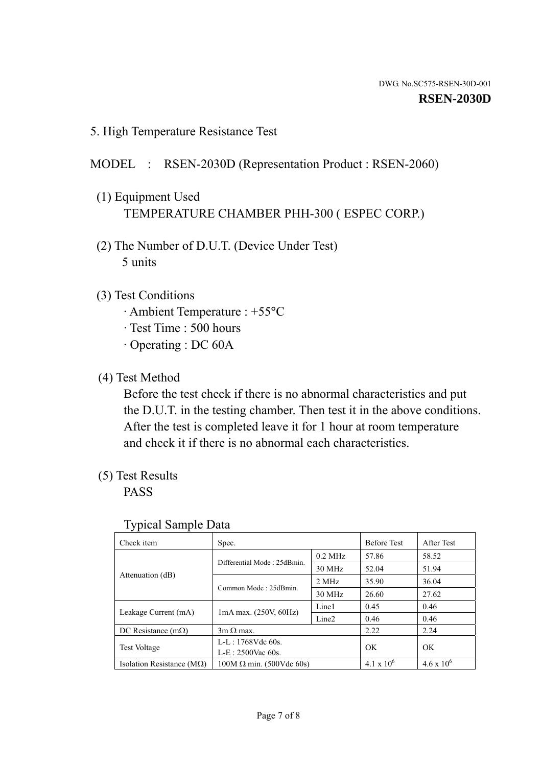DWG. No.SC575-RSEN-30D-001

**RSEN-2030D**

## 5. High Temperature Resistance Test

MODEL : RSEN-2030D (Representation Product : RSEN-2060)

(1) Equipment Used
TEMPERATURE CHAMBER PHH-300 ( ESPEC CORP.)

(2) The Number of D.U.T. (Device Under Test)
5 units

(3) Test Conditions
- Ambient Temperature : +55°C
- Test Time : 500 hours
- Operating : DC 60A

(4) Test Method
Before the test check if there is no abnormal characteristics and put the D.U.T. in the testing chamber. Then test it in the above conditions. After the test is completed leave it for 1 hour at room temperature and check it if there is no abnormal each characteristics.

(5) Test Results
PASS

Typical Sample Data

| Check item | Spec. | | Before Test | After Test |
|---|---|---|---|---|
| Attenuation (dB) | Differential Mode : 25dBmin. | 0.2 MHz | 57.86 | 58.52 |
| | | 30 MHz | 52.04 | 51.94 |
| | Common Mode : 25dBmin. | 2 MHz | 35.90 | 36.04 |
| | | 30 MHz | 26.60 | 27.62 |
| Leakage Current (mA) | 1mA max. (250V, 60Hz) | Line1 | 0.45 | 0.46 |
| | | Line2 | 0.46 | 0.46 |
| DC Resistance (mΩ) | 3m Ω max. | | 2.22 | 2.24 |
| Test Voltage | L-L : 1768Vdc 60s.<br>L-E : 2500Vac 60s. | | OK | OK |
| Isolation Resistance (MΩ) | 100M Ω min. (500Vdc 60s) | | $4.1 \times 10^6$ | $4.6 \times 10^6$ |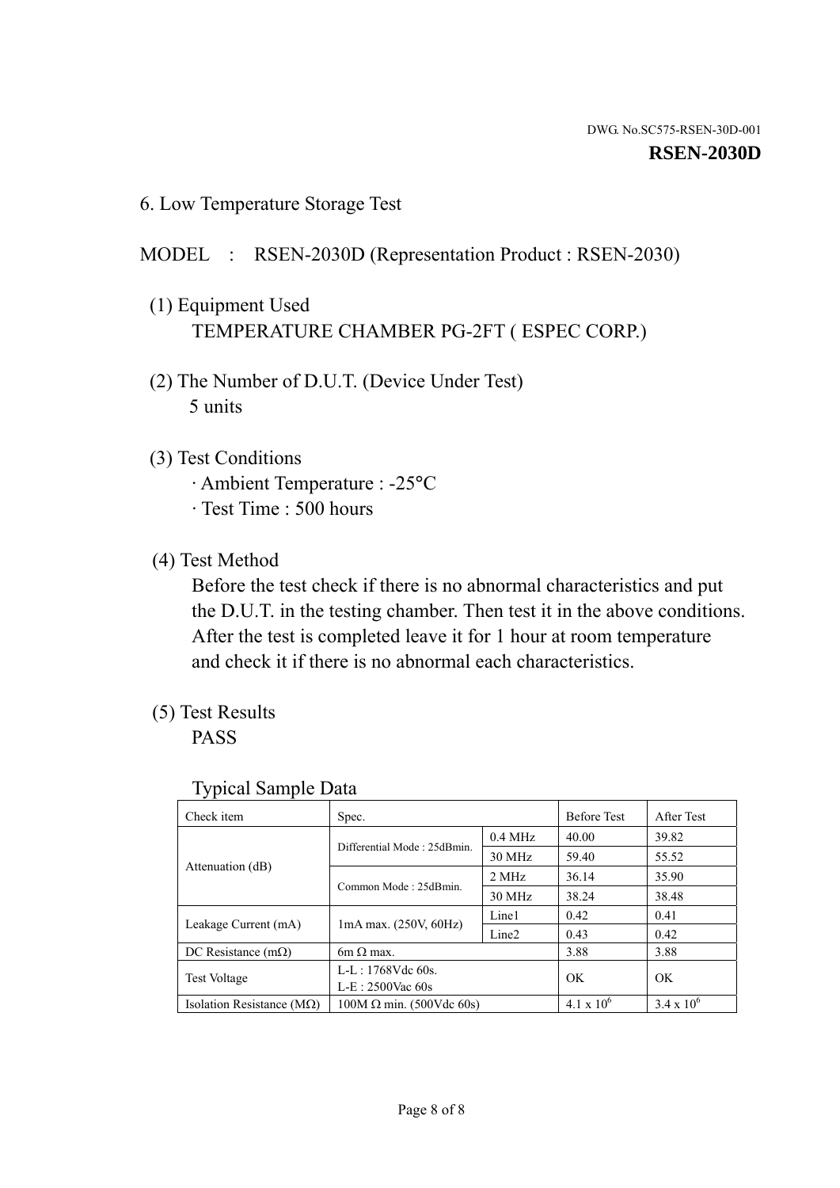DWG. No.SC575-RSEN-30D-001

**RSEN-2030D**

## 6. Low Temperature Storage Test

MODEL : RSEN-2030D (Representation Product : RSEN-2030)

(1) Equipment Used

TEMPERATURE CHAMBER PG-2FT ( ESPEC CORP.)

(2) The Number of D.U.T. (Device Under Test)

5 units

(3) Test Conditions

· Ambient Temperature : -25°C

· Test Time : 500 hours

(4) Test Method

Before the test check if there is no abnormal characteristics and put the D.U.T. in the testing chamber. Then test it in the above conditions. After the test is completed leave it for 1 hour at room temperature and check it if there is no abnormal each characteristics.

(5) Test Results

PASS

Typical Sample Data

| Check item | Spec. | | Before Test | After Test |
|---|---|---|---|---|
| Attenuation (dB) | Differential Mode : 25dBmin. | 0.4 MHz | 40.00 | 39.82 |
| | | 30 MHz | 59.40 | 55.52 |
| | Common Mode : 25dBmin. | 2 MHz | 36.14 | 35.90 |
| | | 30 MHz | 38.24 | 38.48 |
| Leakage Current (mA) | 1mA max. (250V, 60Hz) | Line1 | 0.42 | 0.41 |
| | | Line2 | 0.43 | 0.42 |
| DC Resistance (mΩ) | 6m Ω max. | | 3.88 | 3.88 |
| Test Voltage | L-L : 1768Vdc 60s.<br>L-E : 2500Vac 60s | | OK | OK |
| Isolation Resistance (MΩ) | 100M Ω min. (500Vdc 60s) | | $4.1 \times 10^6$ | $3.4 \times 10^6$ |